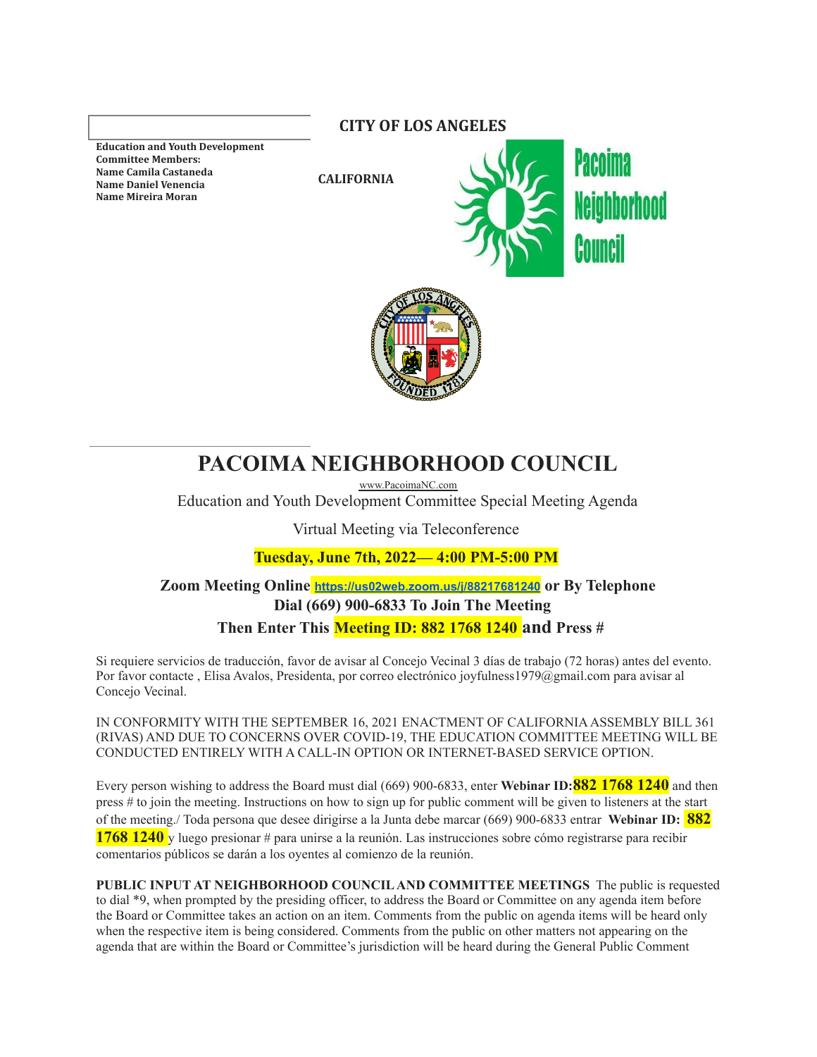**Education and Youth Development Committee Members:**
**Name Camila Castaneda**
**Name Daniel Venencia**
**Name Mireira Moran**

**CITY OF LOS ANGELES**

**CALIFORNIA**

Pacoima Neighborhood Council

# PACOIMA NEIGHBORHOOD COUNCIL

www.PacoimaNC.com

Education and Youth Development Committee Special Meeting Agenda

Virtual Meeting via Teleconference

**Tuesday, June 7th, 2022— 4:00 PM-5:00 PM**

**Zoom Meeting Online https://us02web.zoom.us/j/88217681240 or By Telephone Dial (669) 900-6833 To Join The Meeting Then Enter This Meeting ID: 882 1768 1240 and Press #**

Si requiere servicios de traducción, favor de avisar al Concejo Vecinal 3 días de trabajo (72 horas) antes del evento. Por favor contacte , Elisa Avalos, Presidenta, por correo electrónico joyfulness1979@gmail.com para avisar al Concejo Vecinal.

IN CONFORMITY WITH THE SEPTEMBER 16, 2021 ENACTMENT OF CALIFORNIA ASSEMBLY BILL 361 (RIVAS) AND DUE TO CONCERNS OVER COVID-19, THE EDUCATION COMMITTEE MEETING WILL BE CONDUCTED ENTIRELY WITH A CALL-IN OPTION OR INTERNET-BASED SERVICE OPTION.

Every person wishing to address the Board must dial (669) 900-6833, enter **Webinar ID:882 1768 1240** and then press # to join the meeting. Instructions on how to sign up for public comment will be given to listeners at the start of the meeting./ Toda persona que desee dirigirse a la Junta debe marcar (669) 900-6833 entrar **Webinar ID: 882 1768 1240** y luego presionar # para unirse a la reunión. Las instrucciones sobre cómo registrarse para recibir comentarios públicos se darán a los oyentes al comienzo de la reunión.

**PUBLIC INPUT AT NEIGHBORHOOD COUNCIL AND COMMITTEE MEETINGS** The public is requested to dial *9, when prompted by the presiding officer, to address the Board or Committee on any agenda item before the Board or Committee takes an action on an item. Comments from the public on agenda items will be heard only when the respective item is being considered. Comments from the public on other matters not appearing on the agenda that are within the Board or Committee's jurisdiction will be heard during the General Public Comment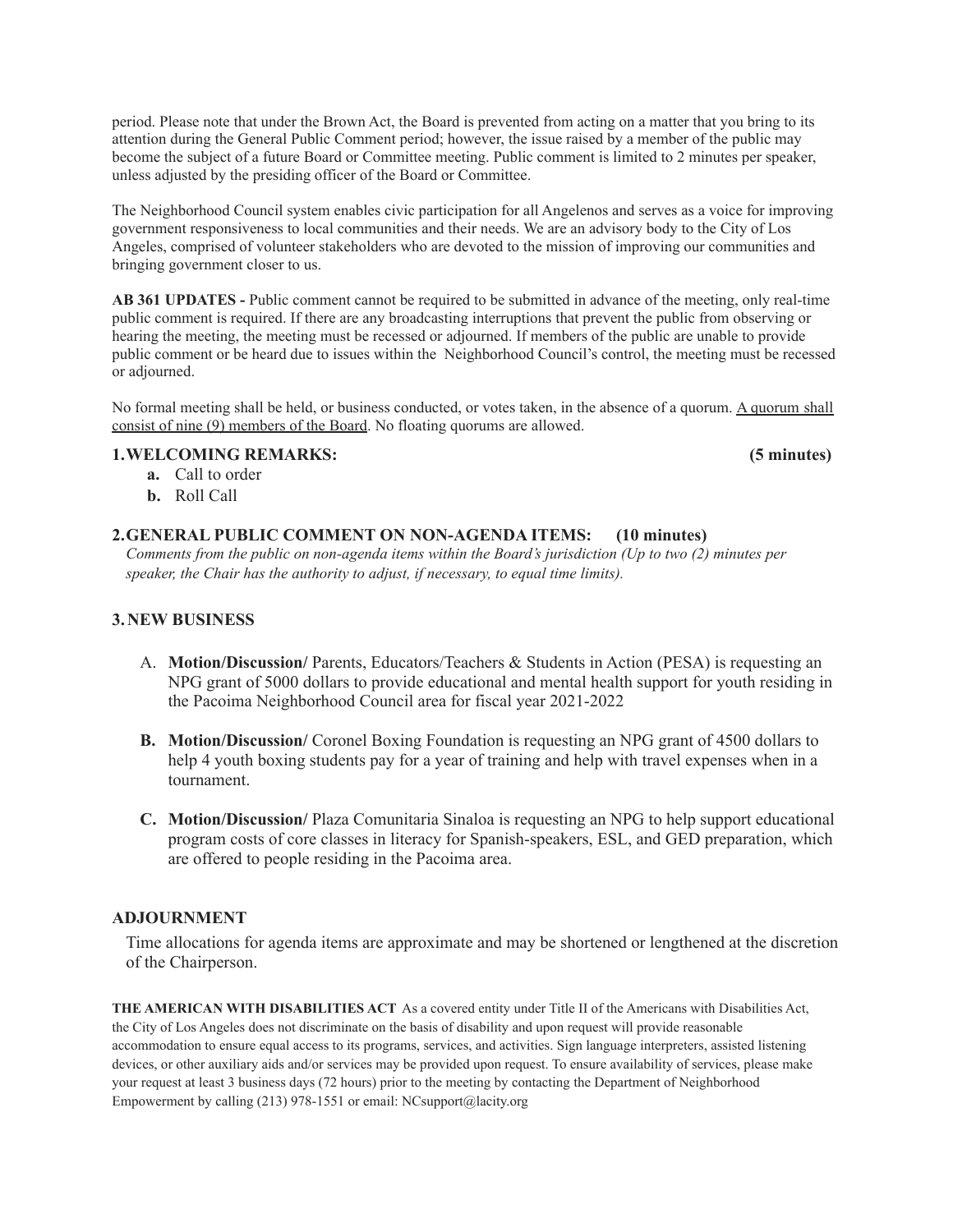period. Please note that under the Brown Act, the Board is prevented from acting on a matter that you bring to its attention during the General Public Comment period; however, the issue raised by a member of the public may become the subject of a future Board or Committee meeting. Public comment is limited to 2 minutes per speaker, unless adjusted by the presiding officer of the Board or Committee.

The Neighborhood Council system enables civic participation for all Angelenos and serves as a voice for improving government responsiveness to local communities and their needs. We are an advisory body to the City of Los Angeles, comprised of volunteer stakeholders who are devoted to the mission of improving our communities and bringing government closer to us.

**AB 361 UPDATES -** Public comment cannot be required to be submitted in advance of the meeting, only real-time public comment is required. If there are any broadcasting interruptions that prevent the public from observing or hearing the meeting, the meeting must be recessed or adjourned. If members of the public are unable to provide public comment or be heard due to issues within the Neighborhood Council's control, the meeting must be recessed or adjourned.

No formal meeting shall be held, or business conducted, or votes taken, in the absence of a quorum. <u>A quorum shall consist of nine (9) members of the Board</u>. No floating quorums are allowed.

## 1. WELCOMING REMARKS: (5 minutes)

- **a.** Call to order
- **b.** Roll Call

## 2. GENERAL PUBLIC COMMENT ON NON-AGENDA ITEMS: (10 minutes)

*Comments from the public on non-agenda items within the Board's jurisdiction (Up to two (2) minutes per speaker, the Chair has the authority to adjust, if necessary, to equal time limits).*

## 3. NEW BUSINESS

A. **Motion/Discussion/** Parents, Educators/Teachers & Students in Action (PESA) is requesting an NPG grant of 5000 dollars to provide educational and mental health support for youth residing in the Pacoima Neighborhood Council area for fiscal year 2021-2022

**B. Motion/Discussion/** Coronel Boxing Foundation is requesting an NPG grant of 4500 dollars to help 4 youth boxing students pay for a year of training and help with travel expenses when in a tournament.

**C. Motion/Discussion/** Plaza Comunitaria Sinaloa is requesting an NPG to help support educational program costs of core classes in literacy for Spanish-speakers, ESL, and GED preparation, which are offered to people residing in the Pacoima area.

## ADJOURNMENT

Time allocations for agenda items are approximate and may be shortened or lengthened at the discretion of the Chairperson.

**THE AMERICAN WITH DISABILITIES ACT** As a covered entity under Title II of the Americans with Disabilities Act, the City of Los Angeles does not discriminate on the basis of disability and upon request will provide reasonable accommodation to ensure equal access to its programs, services, and activities. Sign language interpreters, assisted listening devices, or other auxiliary aids and/or services may be provided upon request. To ensure availability of services, please make your request at least 3 business days (72 hours) prior to the meeting by contacting the Department of Neighborhood Empowerment by calling (213) 978-1551 or email: NCsupport@lacity.org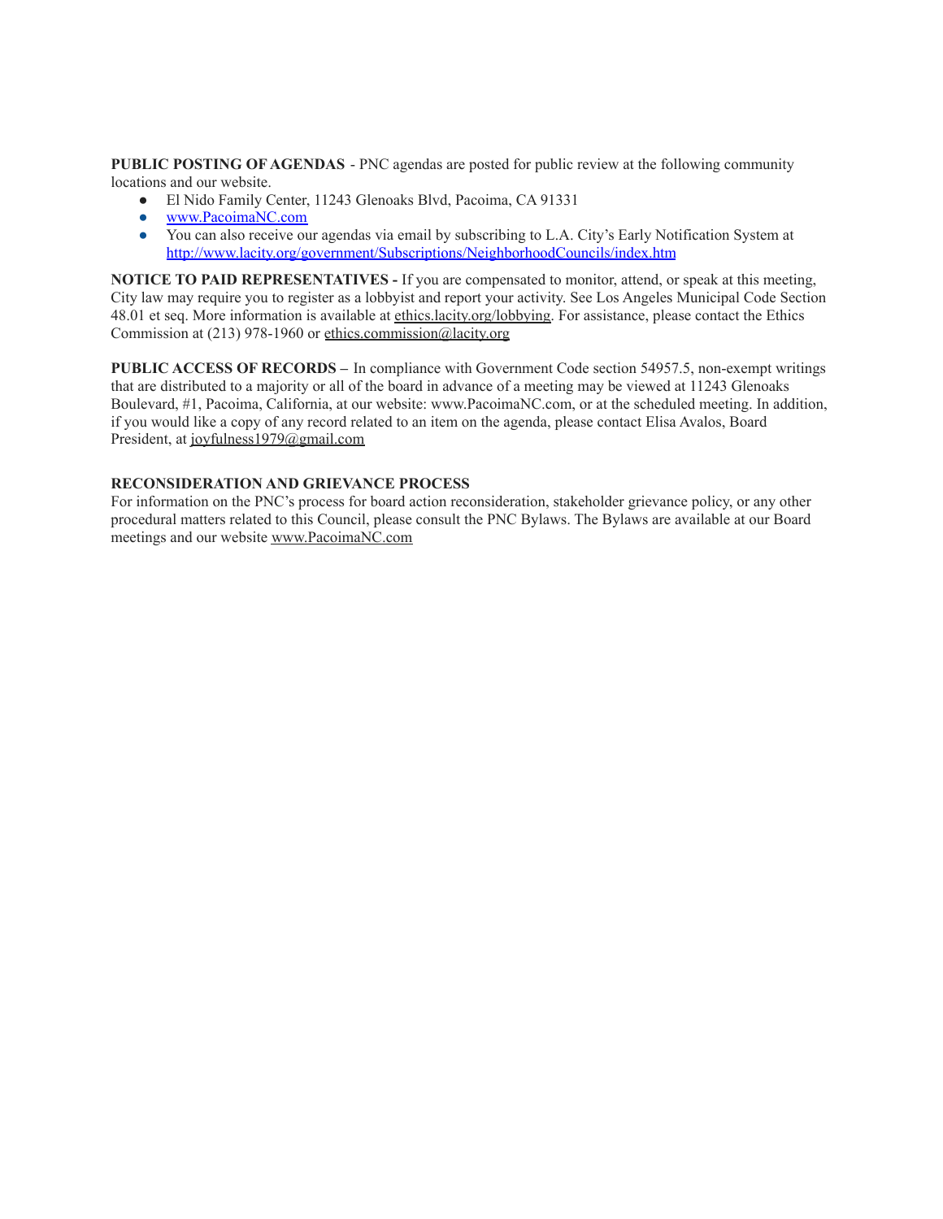**PUBLIC POSTING OF AGENDAS** - PNC agendas are posted for public review at the following community locations and our website.

- El Nido Family Center, 11243 Glenoaks Blvd, Pacoima, CA 91331
- www.PacoimaNC.com
- You can also receive our agendas via email by subscribing to L.A. City's Early Notification System at http://www.lacity.org/government/Subscriptions/NeighborhoodCouncils/index.htm

**NOTICE TO PAID REPRESENTATIVES -** If you are compensated to monitor, attend, or speak at this meeting, City law may require you to register as a lobbyist and report your activity. See Los Angeles Municipal Code Section 48.01 et seq. More information is available at ethics.lacity.org/lobbying. For assistance, please contact the Ethics Commission at (213) 978-1960 or ethics.commission@lacity.org

**PUBLIC ACCESS OF RECORDS –** In compliance with Government Code section 54957.5, non-exempt writings that are distributed to a majority or all of the board in advance of a meeting may be viewed at 11243 Glenoaks Boulevard, #1, Pacoima, California, at our website: www.PacoimaNC.com, or at the scheduled meeting. In addition, if you would like a copy of any record related to an item on the agenda, please contact Elisa Avalos, Board President, at joyfulness1979@gmail.com

**RECONSIDERATION AND GRIEVANCE PROCESS**

For information on the PNC's process for board action reconsideration, stakeholder grievance policy, or any other procedural matters related to this Council, please consult the PNC Bylaws. The Bylaws are available at our Board meetings and our website www.PacoimaNC.com